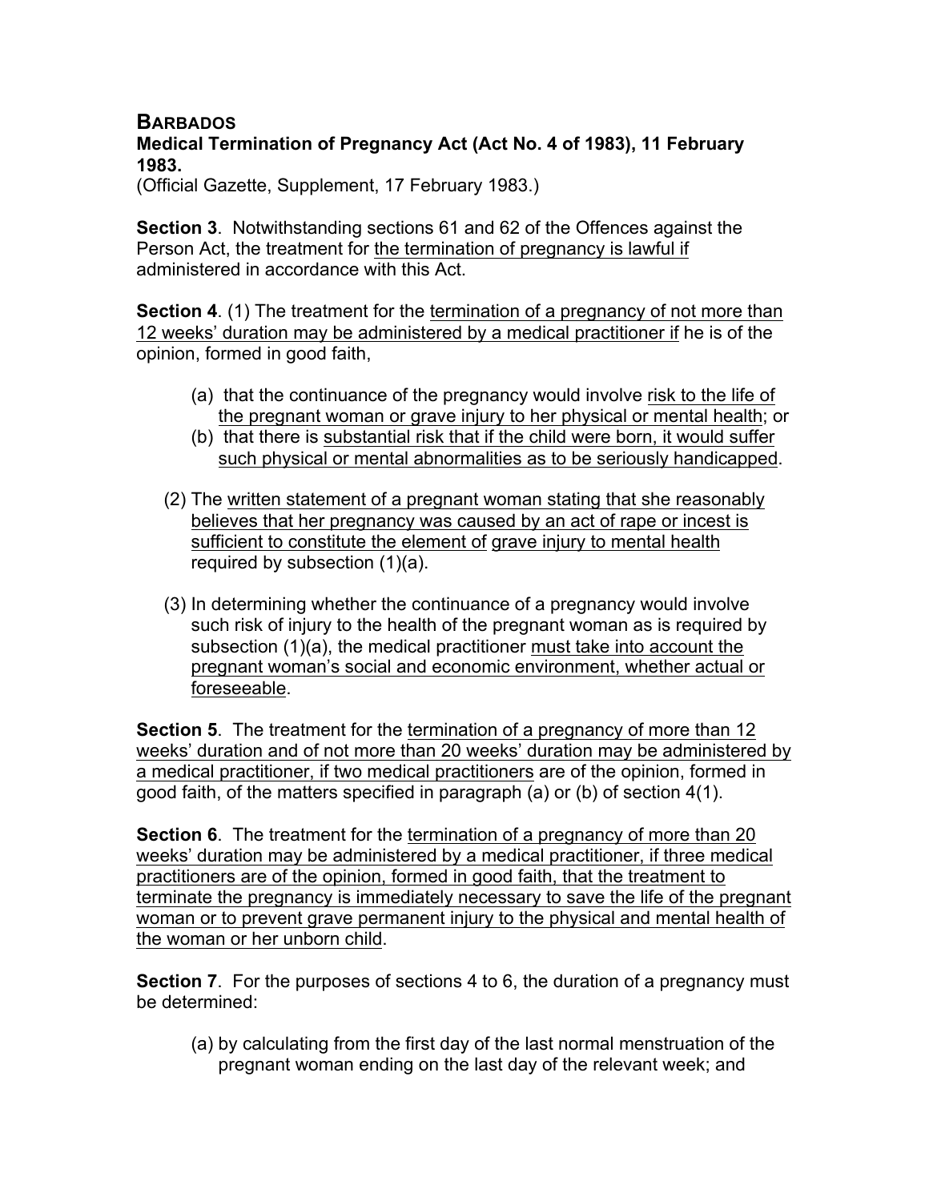**BARBADOS**
**Medical Termination of Pregnancy Act (Act No. 4 of 1983), 11 February 1983.**
(Official Gazette, Supplement, 17 February 1983.)

**Section 3**. Notwithstanding sections 61 and 62 of the Offences against the Person Act, the treatment for the termination of pregnancy is lawful if administered in accordance with this Act.

**Section 4**. (1) The treatment for the termination of a pregnancy of not more than 12 weeks' duration may be administered by a medical practitioner if he is of the opinion, formed in good faith,

- (a) that the continuance of the pregnancy would involve risk to the life of the pregnant woman or grave injury to her physical or mental health; or
- (b) that there is substantial risk that if the child were born, it would suffer such physical or mental abnormalities as to be seriously handicapped.

(2) The written statement of a pregnant woman stating that she reasonably believes that her pregnancy was caused by an act of rape or incest is sufficient to constitute the element of grave injury to mental health required by subsection (1)(a).

(3) In determining whether the continuance of a pregnancy would involve such risk of injury to the health of the pregnant woman as is required by subsection (1)(a), the medical practitioner must take into account the pregnant woman's social and economic environment, whether actual or foreseeable.

**Section 5**. The treatment for the termination of a pregnancy of more than 12 weeks' duration and of not more than 20 weeks' duration may be administered by a medical practitioner, if two medical practitioners are of the opinion, formed in good faith, of the matters specified in paragraph (a) or (b) of section 4(1).

**Section 6**. The treatment for the termination of a pregnancy of more than 20 weeks' duration may be administered by a medical practitioner, if three medical practitioners are of the opinion, formed in good faith, that the treatment to terminate the pregnancy is immediately necessary to save the life of the pregnant woman or to prevent grave permanent injury to the physical and mental health of the woman or her unborn child.

**Section 7**. For the purposes of sections 4 to 6, the duration of a pregnancy must be determined:

- (a) by calculating from the first day of the last normal menstruation of the pregnant woman ending on the last day of the relevant week; and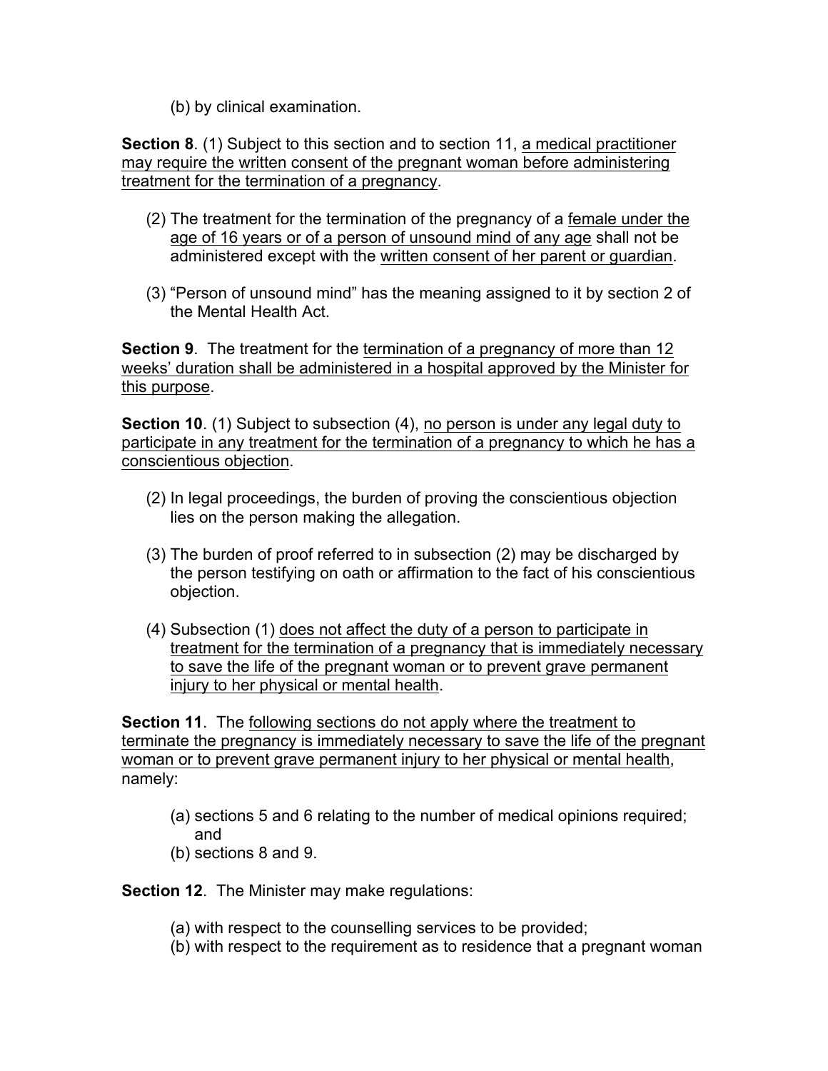(b) by clinical examination.

**Section 8**. (1) Subject to this section and to section 11, <u>a medical practitioner may require the written consent of the pregnant woman before administering treatment for the termination of a pregnancy</u>.

(2) The treatment for the termination of the pregnancy of a <u>female under the age of 16 years or of a person of unsound mind of any age</u> shall not be administered except with the <u>written consent of her parent or guardian</u>.

(3) “Person of unsound mind” has the meaning assigned to it by section 2 of the Mental Health Act.

**Section 9**. The treatment for the <u>termination of a pregnancy of more than 12 weeks’ duration shall be administered in a hospital approved by the Minister for this purpose</u>.

**Section 10**. (1) Subject to subsection (4), <u>no person is under any legal duty to participate in any treatment for the termination of a pregnancy to which he has a conscientious objection</u>.

(2) In legal proceedings, the burden of proving the conscientious objection lies on the person making the allegation.

(3) The burden of proof referred to in subsection (2) may be discharged by the person testifying on oath or affirmation to the fact of his conscientious objection.

(4) Subsection (1) <u>does not affect the duty of a person to participate in treatment for the termination of a pregnancy that is immediately necessary to save the life of the pregnant woman or to prevent grave permanent injury to her physical or mental health</u>.

**Section 11**. The <u>following sections do not apply where the treatment to terminate the pregnancy is immediately necessary to save the life of the pregnant woman or to prevent grave permanent injury to her physical or mental health</u>, namely:

(a) sections 5 and 6 relating to the number of medical opinions required; and
(b) sections 8 and 9.

**Section 12**. The Minister may make regulations:

(a) with respect to the counselling services to be provided;
(b) with respect to the requirement as to residence that a pregnant woman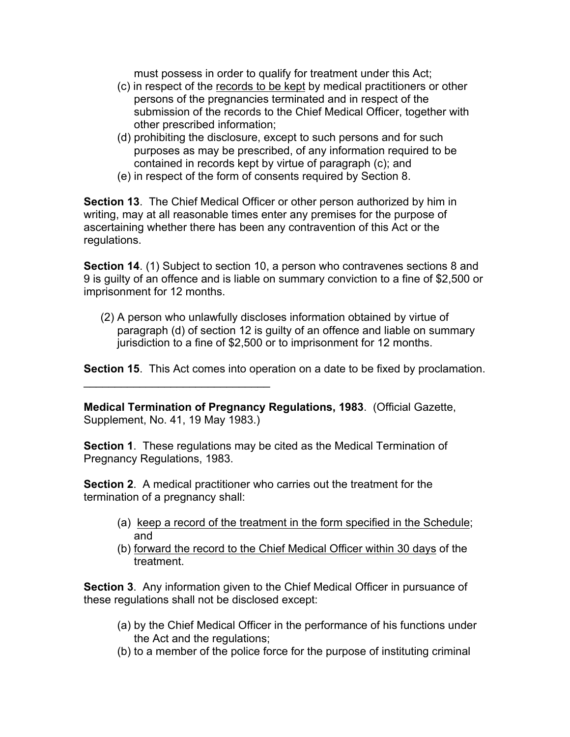must possess in order to qualify for treatment under this Act;

(c) in respect of the records to be kept by medical practitioners or other persons of the pregnancies terminated and in respect of the submission of the records to the Chief Medical Officer, together with other prescribed information;

(d) prohibiting the disclosure, except to such persons and for such purposes as may be prescribed, of any information required to be contained in records kept by virtue of paragraph (c); and

(e) in respect of the form of consents required by Section 8.

**Section 13**. The Chief Medical Officer or other person authorized by him in writing, may at all reasonable times enter any premises for the purpose of ascertaining whether there has been any contravention of this Act or the regulations.

**Section 14**. (1) Subject to section 10, a person who contravenes sections 8 and 9 is guilty of an offence and is liable on summary conviction to a fine of $2,500 or imprisonment for 12 months.

(2) A person who unlawfully discloses information obtained by virtue of paragraph (d) of section 12 is guilty of an offence and liable on summary jurisdiction to a fine of $2,500 or to imprisonment for 12 months.

**Section 15**. This Act comes into operation on a date to be fixed by proclamation.

---

**Medical Termination of Pregnancy Regulations, 1983**. (Official Gazette, Supplement, No. 41, 19 May 1983.)

**Section 1**. These regulations may be cited as the Medical Termination of Pregnancy Regulations, 1983.

**Section 2**. A medical practitioner who carries out the treatment for the termination of a pregnancy shall:

(a) keep a record of the treatment in the form specified in the Schedule; and

(b) forward the record to the Chief Medical Officer within 30 days of the treatment.

**Section 3**. Any information given to the Chief Medical Officer in pursuance of these regulations shall not be disclosed except:

(a) by the Chief Medical Officer in the performance of his functions under the Act and the regulations;

(b) to a member of the police force for the purpose of instituting criminal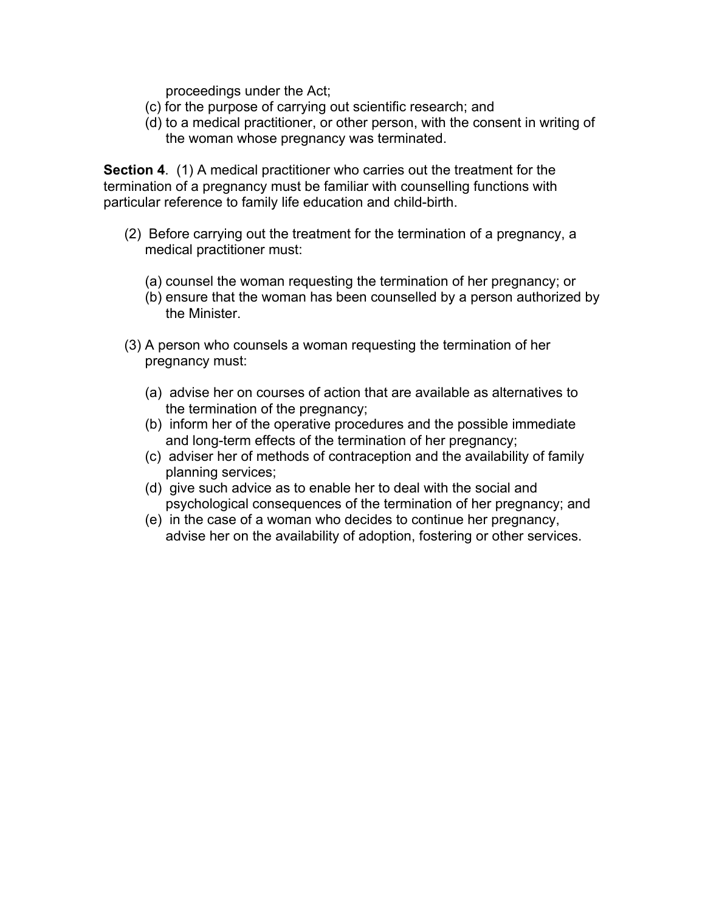proceedings under the Act;
(c) for the purpose of carrying out scientific research; and
(d) to a medical practitioner, or other person, with the consent in writing of the woman whose pregnancy was terminated.

**Section 4**. (1) A medical practitioner who carries out the treatment for the termination of a pregnancy must be familiar with counselling functions with particular reference to family life education and child-birth.

(2) Before carrying out the treatment for the termination of a pregnancy, a medical practitioner must:

(a) counsel the woman requesting the termination of her pregnancy; or
(b) ensure that the woman has been counselled by a person authorized by the Minister.

(3) A person who counsels a woman requesting the termination of her pregnancy must:

(a) advise her on courses of action that are available as alternatives to the termination of the pregnancy;
(b) inform her of the operative procedures and the possible immediate and long-term effects of the termination of her pregnancy;
(c) adviser her of methods of contraception and the availability of family planning services;
(d) give such advice as to enable her to deal with the social and psychological consequences of the termination of her pregnancy; and
(e) in the case of a woman who decides to continue her pregnancy, advise her on the availability of adoption, fostering or other services.